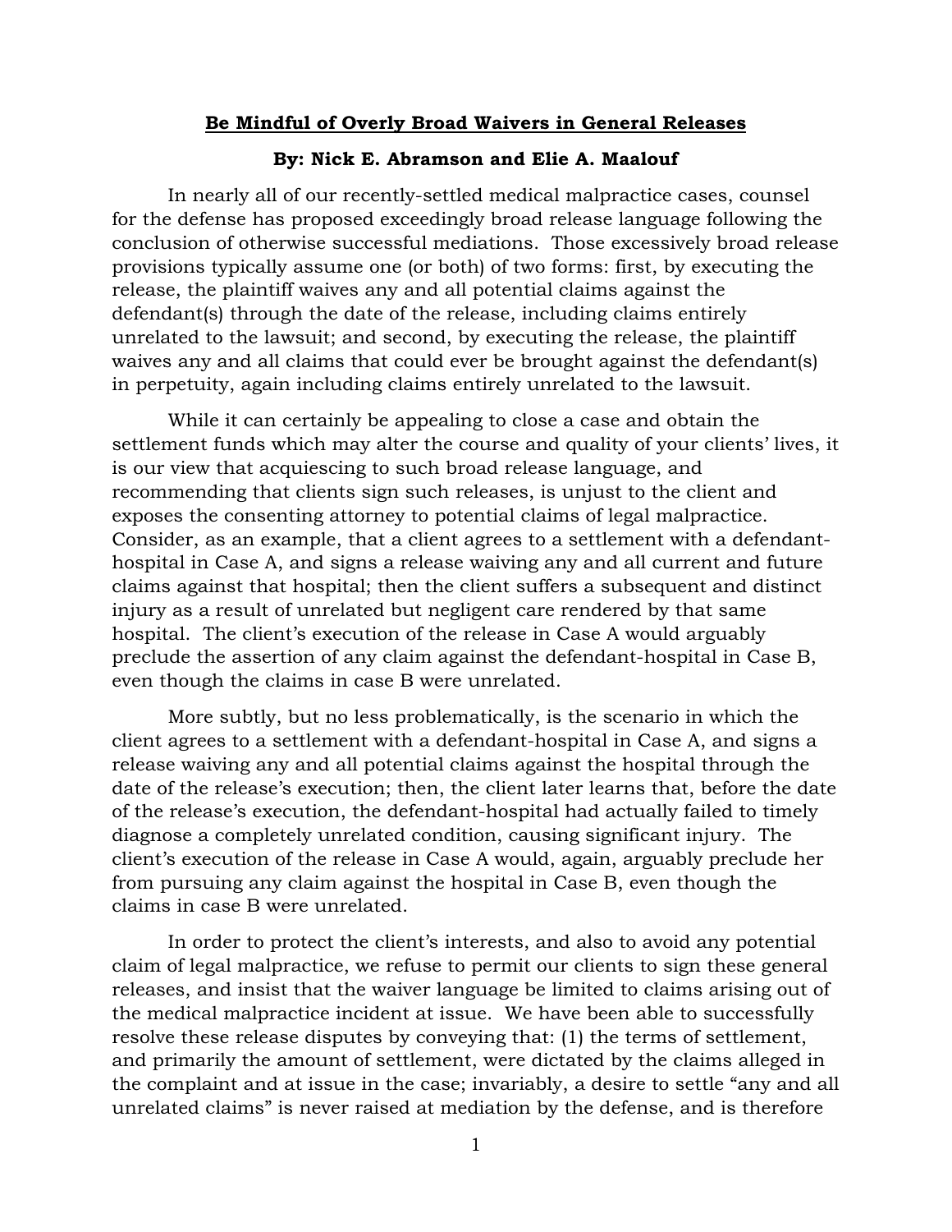# Be Mindful of Overly Broad Waivers in General Releases

**By: Nick E. Abramson and Elie A. Maalouf**

In nearly all of our recently-settled medical malpractice cases, counsel for the defense has proposed exceedingly broad release language following the conclusion of otherwise successful mediations. Those excessively broad release provisions typically assume one (or both) of two forms: first, by executing the release, the plaintiff waives any and all potential claims against the defendant(s) through the date of the release, including claims entirely unrelated to the lawsuit; and second, by executing the release, the plaintiff waives any and all claims that could ever be brought against the defendant(s) in perpetuity, again including claims entirely unrelated to the lawsuit.

While it can certainly be appealing to close a case and obtain the settlement funds which may alter the course and quality of your clients' lives, it is our view that acquiescing to such broad release language, and recommending that clients sign such releases, is unjust to the client and exposes the consenting attorney to potential claims of legal malpractice. Consider, as an example, that a client agrees to a settlement with a defendant-hospital in Case A, and signs a release waiving any and all current and future claims against that hospital; then the client suffers a subsequent and distinct injury as a result of unrelated but negligent care rendered by that same hospital. The client's execution of the release in Case A would arguably preclude the assertion of any claim against the defendant-hospital in Case B, even though the claims in case B were unrelated.

More subtly, but no less problematically, is the scenario in which the client agrees to a settlement with a defendant-hospital in Case A, and signs a release waiving any and all potential claims against the hospital through the date of the release's execution; then, the client later learns that, before the date of the release's execution, the defendant-hospital had actually failed to timely diagnose a completely unrelated condition, causing significant injury. The client's execution of the release in Case A would, again, arguably preclude her from pursuing any claim against the hospital in Case B, even though the claims in case B were unrelated.

In order to protect the client's interests, and also to avoid any potential claim of legal malpractice, we refuse to permit our clients to sign these general releases, and insist that the waiver language be limited to claims arising out of the medical malpractice incident at issue. We have been able to successfully resolve these release disputes by conveying that: (1) the terms of settlement, and primarily the amount of settlement, were dictated by the claims alleged in the complaint and at issue in the case; invariably, a desire to settle "any and all unrelated claims" is never raised at mediation by the defense, and is therefore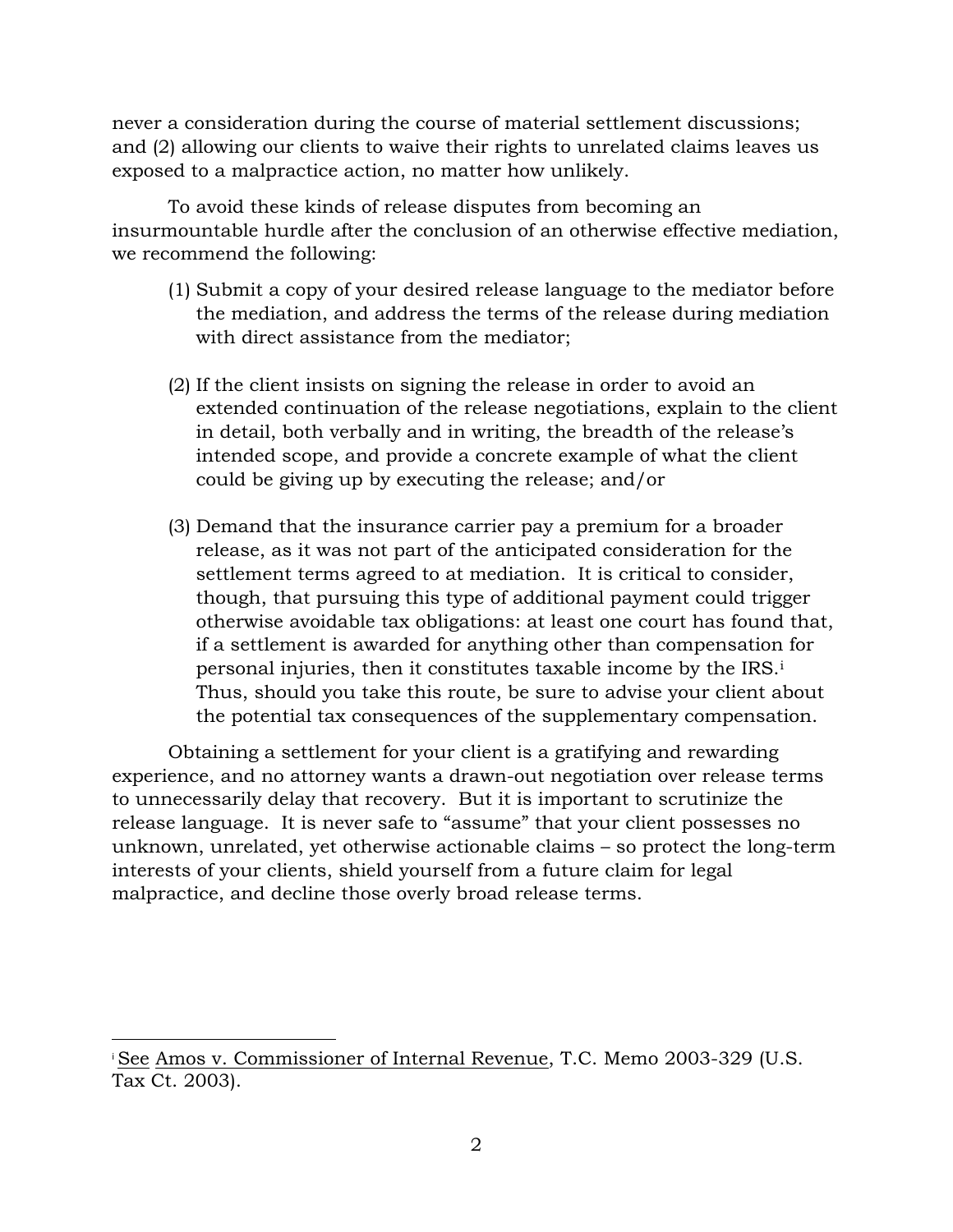never a consideration during the course of material settlement discussions; and (2) allowing our clients to waive their rights to unrelated claims leaves us exposed to a malpractice action, no matter how unlikely.

To avoid these kinds of release disputes from becoming an insurmountable hurdle after the conclusion of an otherwise effective mediation, we recommend the following:

(1) Submit a copy of your desired release language to the mediator before the mediation, and address the terms of the release during mediation with direct assistance from the mediator;

(2) If the client insists on signing the release in order to avoid an extended continuation of the release negotiations, explain to the client in detail, both verbally and in writing, the breadth of the release's intended scope, and provide a concrete example of what the client could be giving up by executing the release; and/or

(3) Demand that the insurance carrier pay a premium for a broader release, as it was not part of the anticipated consideration for the settlement terms agreed to at mediation. It is critical to consider, though, that pursuing this type of additional payment could trigger otherwise avoidable tax obligations: at least one court has found that, if a settlement is awarded for anything other than compensation for personal injuries, then it constitutes taxable income by the IRS.[i] Thus, should you take this route, be sure to advise your client about the potential tax consequences of the supplementary compensation.

Obtaining a settlement for your client is a gratifying and rewarding experience, and no attorney wants a drawn-out negotiation over release terms to unnecessarily delay that recovery. But it is important to scrutinize the release language. It is never safe to "assume" that your client possesses no unknown, unrelated, yet otherwise actionable claims – so protect the long-term interests of your clients, shield yourself from a future claim for legal malpractice, and decline those overly broad release terms.

---

[i] See Amos v. Commissioner of Internal Revenue, T.C. Memo 2003-329 (U.S. Tax Ct. 2003).